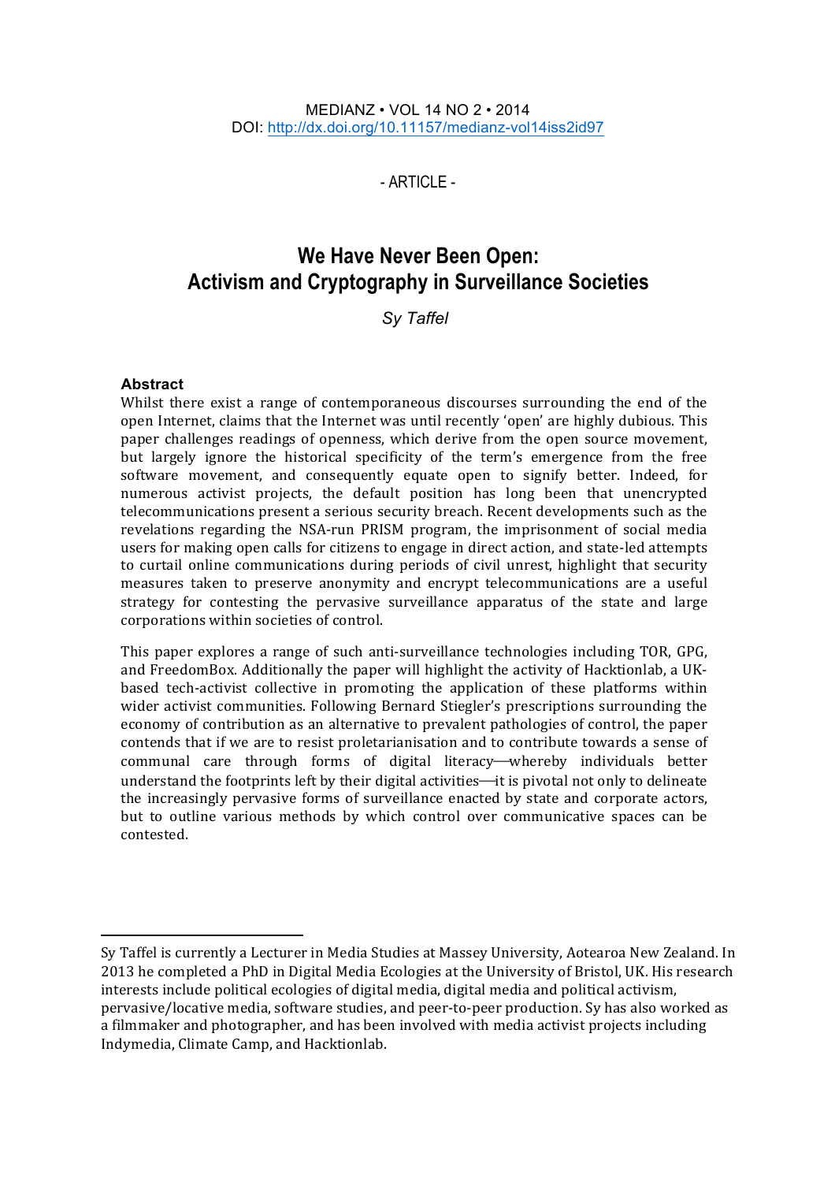MEDIANZ • VOL 14 NO 2 • 2014
DOI: http://dx.doi.org/10.11157/medianz-vol14iss2id97

\- ARTICLE -

# We Have Never Been Open: Activism and Cryptography in Surveillance Societies

*Sy Taffel*

### Abstract

Whilst there exist a range of contemporaneous discourses surrounding the end of the open Internet, claims that the Internet was until recently 'open' are highly dubious. This paper challenges readings of openness, which derive from the open source movement, but largely ignore the historical specificity of the term's emergence from the free software movement, and consequently equate open to signify better. Indeed, for numerous activist projects, the default position has long been that unencrypted telecommunications present a serious security breach. Recent developments such as the revelations regarding the NSA-run PRISM program, the imprisonment of social media users for making open calls for citizens to engage in direct action, and state-led attempts to curtail online communications during periods of civil unrest, highlight that security measures taken to preserve anonymity and encrypt telecommunications are a useful strategy for contesting the pervasive surveillance apparatus of the state and large corporations within societies of control.

This paper explores a range of such anti-surveillance technologies including TOR, GPG, and FreedomBox. Additionally the paper will highlight the activity of Hacktionlab, a UK-based tech-activist collective in promoting the application of these platforms within wider activist communities. Following Bernard Stiegler's prescriptions surrounding the economy of contribution as an alternative to prevalent pathologies of control, the paper contends that if we are to resist proletarianisation and to contribute towards a sense of communal care through forms of digital literacy—whereby individuals better understand the footprints left by their digital activities—it is pivotal not only to delineate the increasingly pervasive forms of surveillance enacted by state and corporate actors, but to outline various methods by which control over communicative spaces can be contested.

---

Sy Taffel is currently a Lecturer in Media Studies at Massey University, Aotearoa New Zealand. In 2013 he completed a PhD in Digital Media Ecologies at the University of Bristol, UK. His research interests include political ecologies of digital media, digital media and political activism, pervasive/locative media, software studies, and peer-to-peer production. Sy has also worked as a filmmaker and photographer, and has been involved with media activist projects including Indymedia, Climate Camp, and Hacktionlab.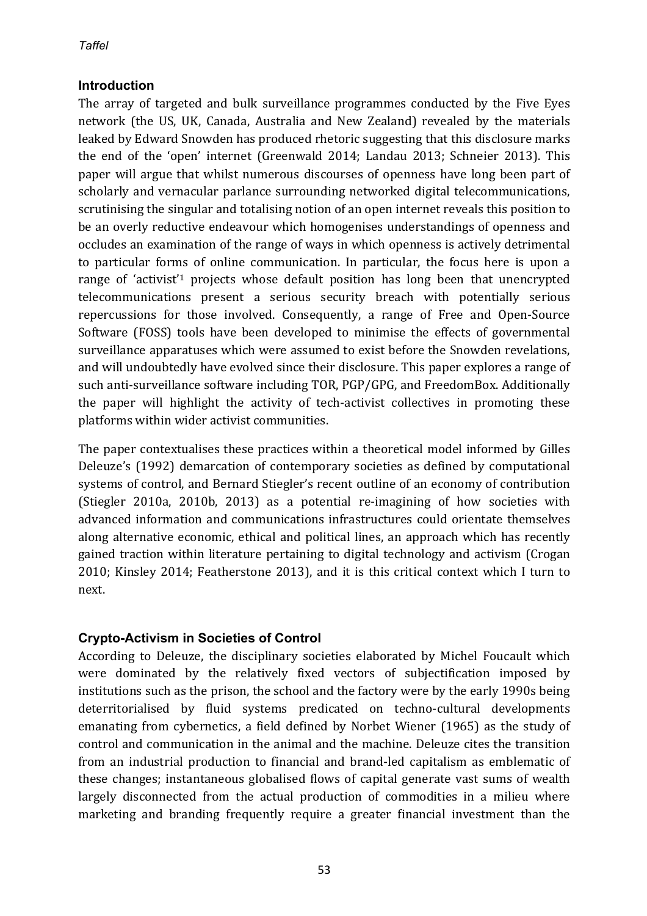## Introduction

The array of targeted and bulk surveillance programmes conducted by the Five Eyes network (the US, UK, Canada, Australia and New Zealand) revealed by the materials leaked by Edward Snowden has produced rhetoric suggesting that this disclosure marks the end of the 'open' internet (Greenwald 2014; Landau 2013; Schneier 2013). This paper will argue that whilst numerous discourses of openness have long been part of scholarly and vernacular parlance surrounding networked digital telecommunications, scrutinising the singular and totalising notion of an open internet reveals this position to be an overly reductive endeavour which homogenises understandings of openness and occludes an examination of the range of ways in which openness is actively detrimental to particular forms of online communication. In particular, the focus here is upon a range of 'activist'[1] projects whose default position has long been that unencrypted telecommunications present a serious security breach with potentially serious repercussions for those involved. Consequently, a range of Free and Open-Source Software (FOSS) tools have been developed to minimise the effects of governmental surveillance apparatuses which were assumed to exist before the Snowden revelations, and will undoubtedly have evolved since their disclosure. This paper explores a range of such anti-surveillance software including TOR, PGP/GPG, and FreedomBox. Additionally the paper will highlight the activity of tech-activist collectives in promoting these platforms within wider activist communities.

The paper contextualises these practices within a theoretical model informed by Gilles Deleuze's (1992) demarcation of contemporary societies as defined by computational systems of control, and Bernard Stiegler's recent outline of an economy of contribution (Stiegler 2010a, 2010b, 2013) as a potential re-imagining of how societies with advanced information and communications infrastructures could orientate themselves along alternative economic, ethical and political lines, an approach which has recently gained traction within literature pertaining to digital technology and activism (Crogan 2010; Kinsley 2014; Featherstone 2013), and it is this critical context which I turn to next.

## Crypto-Activism in Societies of Control

According to Deleuze, the disciplinary societies elaborated by Michel Foucault which were dominated by the relatively fixed vectors of subjectification imposed by institutions such as the prison, the school and the factory were by the early 1990s being deterritorialised by fluid systems predicated on techno-cultural developments emanating from cybernetics, a field defined by Norbet Wiener (1965) as the study of control and communication in the animal and the machine. Deleuze cites the transition from an industrial production to financial and brand-led capitalism as emblematic of these changes; instantaneous globalised flows of capital generate vast sums of wealth largely disconnected from the actual production of commodities in a milieu where marketing and branding frequently require a greater financial investment than the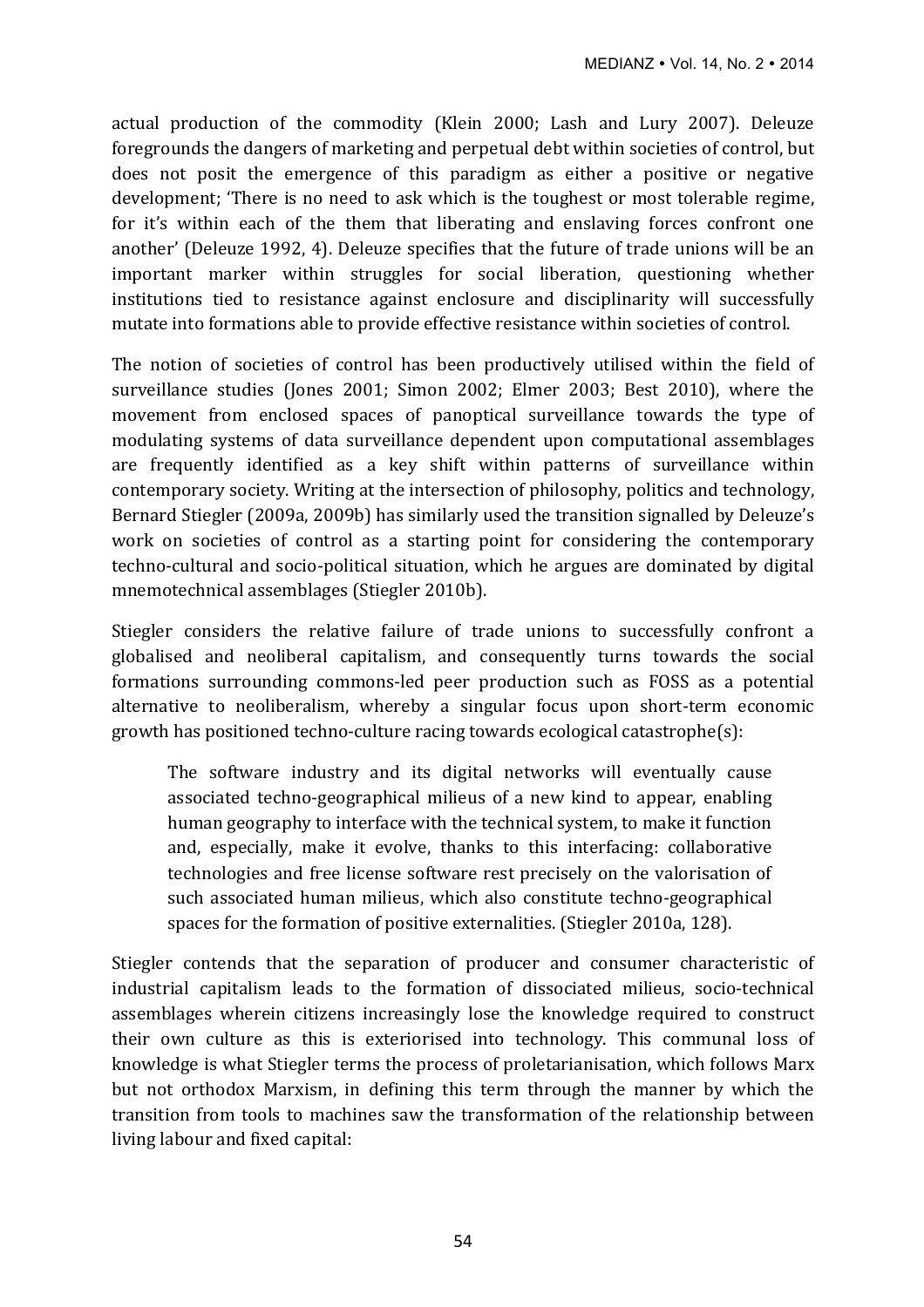actual production of the commodity (Klein 2000; Lash and Lury 2007). Deleuze foregrounds the dangers of marketing and perpetual debt within societies of control, but does not posit the emergence of this paradigm as either a positive or negative development; 'There is no need to ask which is the toughest or most tolerable regime, for it's within each of the them that liberating and enslaving forces confront one another' (Deleuze 1992, 4). Deleuze specifies that the future of trade unions will be an important marker within struggles for social liberation, questioning whether institutions tied to resistance against enclosure and disciplinarity will successfully mutate into formations able to provide effective resistance within societies of control.

The notion of societies of control has been productively utilised within the field of surveillance studies (Jones 2001; Simon 2002; Elmer 2003; Best 2010), where the movement from enclosed spaces of panoptical surveillance towards the type of modulating systems of data surveillance dependent upon computational assemblages are frequently identified as a key shift within patterns of surveillance within contemporary society. Writing at the intersection of philosophy, politics and technology, Bernard Stiegler (2009a, 2009b) has similarly used the transition signalled by Deleuze's work on societies of control as a starting point for considering the contemporary techno-cultural and socio-political situation, which he argues are dominated by digital mnemotechnical assemblages (Stiegler 2010b).

Stiegler considers the relative failure of trade unions to successfully confront a globalised and neoliberal capitalism, and consequently turns towards the social formations surrounding commons-led peer production such as FOSS as a potential alternative to neoliberalism, whereby a singular focus upon short-term economic growth has positioned techno-culture racing towards ecological catastrophe(s):

> The software industry and its digital networks will eventually cause associated techno-geographical milieus of a new kind to appear, enabling human geography to interface with the technical system, to make it function and, especially, make it evolve, thanks to this interfacing: collaborative technologies and free license software rest precisely on the valorisation of such associated human milieus, which also constitute techno-geographical spaces for the formation of positive externalities. (Stiegler 2010a, 128).

Stiegler contends that the separation of producer and consumer characteristic of industrial capitalism leads to the formation of dissociated milieus, socio-technical assemblages wherein citizens increasingly lose the knowledge required to construct their own culture as this is exteriorised into technology. This communal loss of knowledge is what Stiegler terms the process of proletarianisation, which follows Marx but not orthodox Marxism, in defining this term through the manner by which the transition from tools to machines saw the transformation of the relationship between living labour and fixed capital: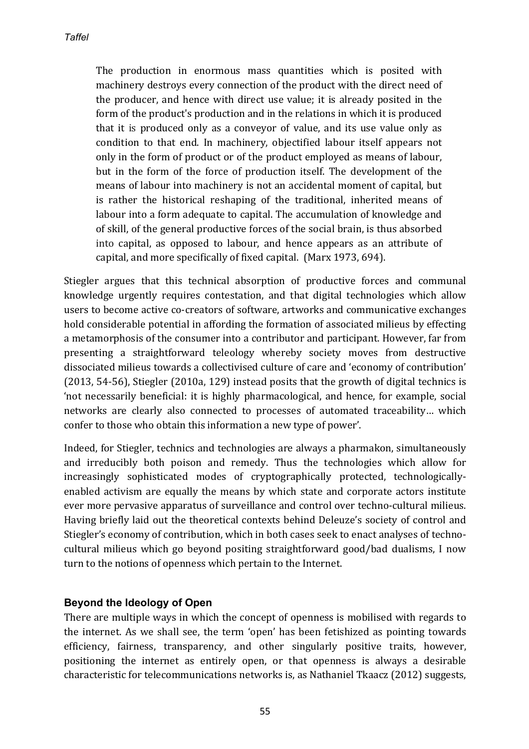> The production in enormous mass quantities which is posited with machinery destroys every connection of the product with the direct need of the producer, and hence with direct use value; it is already posited in the form of the product's production and in the relations in which it is produced that it is produced only as a conveyor of value, and its use value only as condition to that end. In machinery, objectified labour itself appears not only in the form of product or of the product employed as means of labour, but in the form of the force of production itself. The development of the means of labour into machinery is not an accidental moment of capital, but is rather the historical reshaping of the traditional, inherited means of labour into a form adequate to capital. The accumulation of knowledge and of skill, of the general productive forces of the social brain, is thus absorbed into capital, as opposed to labour, and hence appears as an attribute of capital, and more specifically of fixed capital. (Marx 1973, 694).

Stiegler argues that this technical absorption of productive forces and communal knowledge urgently requires contestation, and that digital technologies which allow users to become active co-creators of software, artworks and communicative exchanges hold considerable potential in affording the formation of associated milieus by effecting a metamorphosis of the consumer into a contributor and participant. However, far from presenting a straightforward teleology whereby society moves from destructive dissociated milieus towards a collectivised culture of care and 'economy of contribution' (2013, 54-56), Stiegler (2010a, 129) instead posits that the growth of digital technics is 'not necessarily beneficial: it is highly pharmacological, and hence, for example, social networks are clearly also connected to processes of automated traceability… which confer to those who obtain this information a new type of power'.

Indeed, for Stiegler, technics and technologies are always a pharmakon, simultaneously and irreducibly both poison and remedy. Thus the technologies which allow for increasingly sophisticated modes of cryptographically protected, technologically-enabled activism are equally the means by which state and corporate actors institute ever more pervasive apparatus of surveillance and control over techno-cultural milieus. Having briefly laid out the theoretical contexts behind Deleuze's society of control and Stiegler's economy of contribution, which in both cases seek to enact analyses of techno-cultural milieus which go beyond positing straightforward good/bad dualisms, I now turn to the notions of openness which pertain to the Internet.

## Beyond the Ideology of Open

There are multiple ways in which the concept of openness is mobilised with regards to the internet. As we shall see, the term 'open' has been fetishized as pointing towards efficiency, fairness, transparency, and other singularly positive traits, however, positioning the internet as entirely open, or that openness is always a desirable characteristic for telecommunications networks is, as Nathaniel Tkaacz (2012) suggests,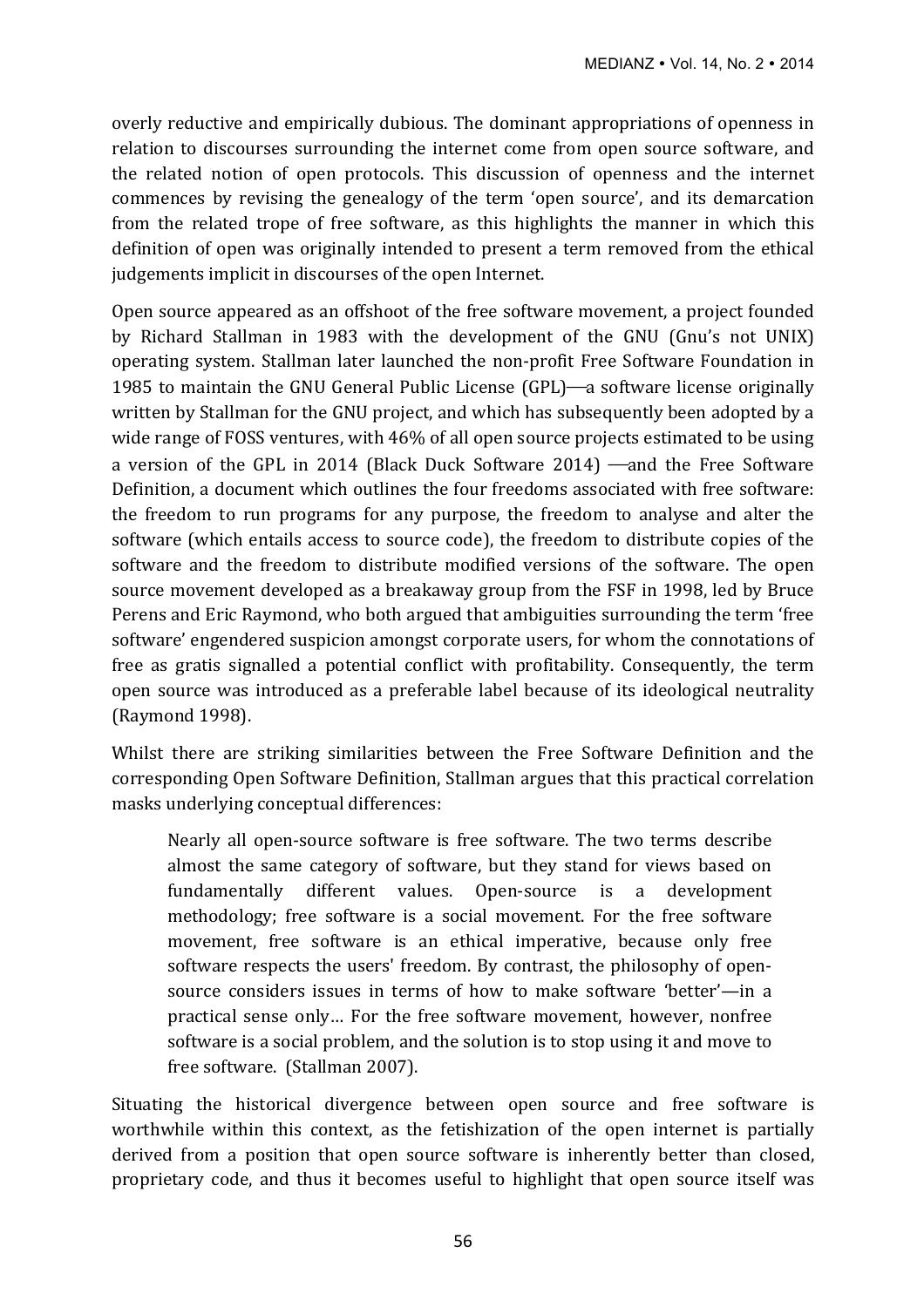overly reductive and empirically dubious. The dominant appropriations of openness in relation to discourses surrounding the internet come from open source software, and the related notion of open protocols. This discussion of openness and the internet commences by revising the genealogy of the term 'open source', and its demarcation from the related trope of free software, as this highlights the manner in which this definition of open was originally intended to present a term removed from the ethical judgements implicit in discourses of the open Internet.

Open source appeared as an offshoot of the free software movement, a project founded by Richard Stallman in 1983 with the development of the GNU (Gnu's not UNIX) operating system. Stallman later launched the non-profit Free Software Foundation in 1985 to maintain the GNU General Public License (GPL)—a software license originally written by Stallman for the GNU project, and which has subsequently been adopted by a wide range of FOSS ventures, with 46% of all open source projects estimated to be using a version of the GPL in 2014 (Black Duck Software 2014) —and the Free Software Definition, a document which outlines the four freedoms associated with free software: the freedom to run programs for any purpose, the freedom to analyse and alter the software (which entails access to source code), the freedom to distribute copies of the software and the freedom to distribute modified versions of the software. The open source movement developed as a breakaway group from the FSF in 1998, led by Bruce Perens and Eric Raymond, who both argued that ambiguities surrounding the term 'free software' engendered suspicion amongst corporate users, for whom the connotations of free as gratis signalled a potential conflict with profitability. Consequently, the term open source was introduced as a preferable label because of its ideological neutrality (Raymond 1998).

Whilst there are striking similarities between the Free Software Definition and the corresponding Open Software Definition, Stallman argues that this practical correlation masks underlying conceptual differences:

> Nearly all open-source software is free software. The two terms describe almost the same category of software, but they stand for views based on fundamentally different values. Open-source is a development methodology; free software is a social movement. For the free software movement, free software is an ethical imperative, because only free software respects the users' freedom. By contrast, the philosophy of open-source considers issues in terms of how to make software 'better'—in a practical sense only… For the free software movement, however, nonfree software is a social problem, and the solution is to stop using it and move to free software. (Stallman 2007).

Situating the historical divergence between open source and free software is worthwhile within this context, as the fetishization of the open internet is partially derived from a position that open source software is inherently better than closed, proprietary code, and thus it becomes useful to highlight that open source itself was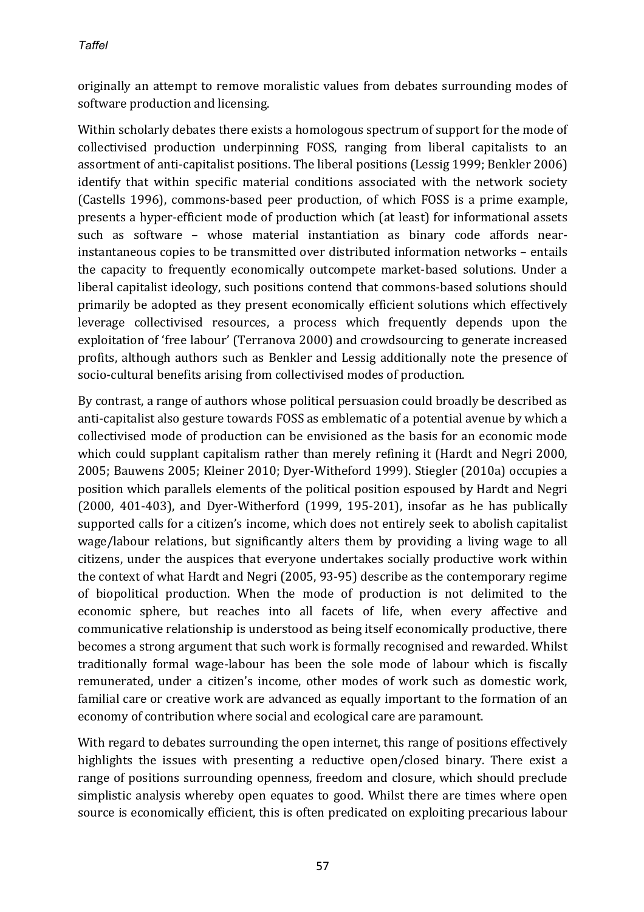originally an attempt to remove moralistic values from debates surrounding modes of software production and licensing.

Within scholarly debates there exists a homologous spectrum of support for the mode of collectivised production underpinning FOSS, ranging from liberal capitalists to an assortment of anti-capitalist positions. The liberal positions (Lessig 1999; Benkler 2006) identify that within specific material conditions associated with the network society (Castells 1996), commons-based peer production, of which FOSS is a prime example, presents a hyper-efficient mode of production which (at least) for informational assets such as software – whose material instantiation as binary code affords near-instantaneous copies to be transmitted over distributed information networks – entails the capacity to frequently economically outcompete market-based solutions. Under a liberal capitalist ideology, such positions contend that commons-based solutions should primarily be adopted as they present economically efficient solutions which effectively leverage collectivised resources, a process which frequently depends upon the exploitation of 'free labour' (Terranova 2000) and crowdsourcing to generate increased profits, although authors such as Benkler and Lessig additionally note the presence of socio-cultural benefits arising from collectivised modes of production.

By contrast, a range of authors whose political persuasion could broadly be described as anti-capitalist also gesture towards FOSS as emblematic of a potential avenue by which a collectivised mode of production can be envisioned as the basis for an economic mode which could supplant capitalism rather than merely refining it (Hardt and Negri 2000, 2005; Bauwens 2005; Kleiner 2010; Dyer-Witheford 1999). Stiegler (2010a) occupies a position which parallels elements of the political position espoused by Hardt and Negri (2000, 401-403), and Dyer-Witherford (1999, 195-201), insofar as he has publically supported calls for a citizen's income, which does not entirely seek to abolish capitalist wage/labour relations, but significantly alters them by providing a living wage to all citizens, under the auspices that everyone undertakes socially productive work within the context of what Hardt and Negri (2005, 93-95) describe as the contemporary regime of biopolitical production. When the mode of production is not delimited to the economic sphere, but reaches into all facets of life, when every affective and communicative relationship is understood as being itself economically productive, there becomes a strong argument that such work is formally recognised and rewarded. Whilst traditionally formal wage-labour has been the sole mode of labour which is fiscally remunerated, under a citizen's income, other modes of work such as domestic work, familial care or creative work are advanced as equally important to the formation of an economy of contribution where social and ecological care are paramount.

With regard to debates surrounding the open internet, this range of positions effectively highlights the issues with presenting a reductive open/closed binary. There exist a range of positions surrounding openness, freedom and closure, which should preclude simplistic analysis whereby open equates to good. Whilst there are times where open source is economically efficient, this is often predicated on exploiting precarious labour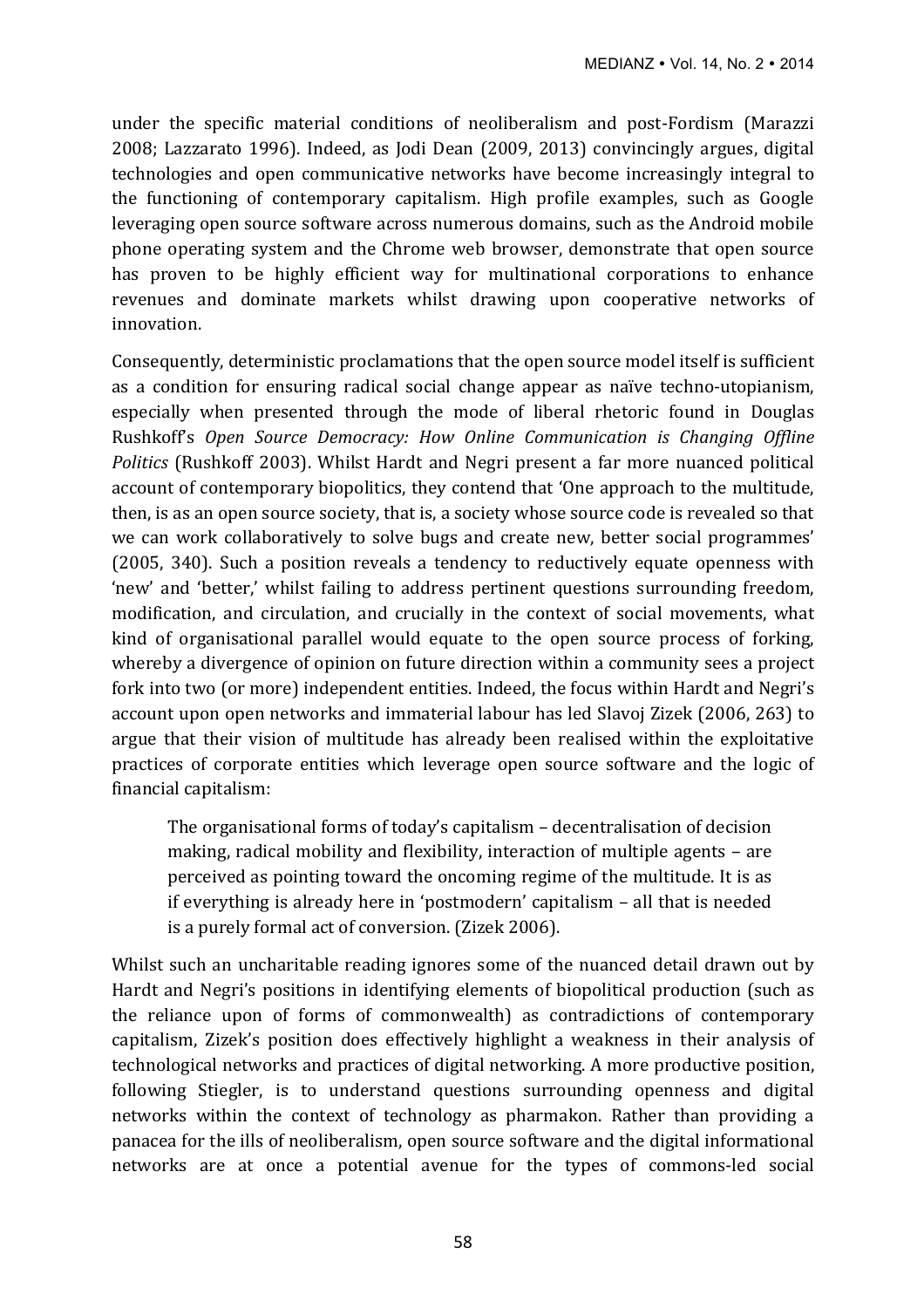under the specific material conditions of neoliberalism and post-Fordism (Marazzi 2008; Lazzarato 1996). Indeed, as Jodi Dean (2009, 2013) convincingly argues, digital technologies and open communicative networks have become increasingly integral to the functioning of contemporary capitalism. High profile examples, such as Google leveraging open source software across numerous domains, such as the Android mobile phone operating system and the Chrome web browser, demonstrate that open source has proven to be highly efficient way for multinational corporations to enhance revenues and dominate markets whilst drawing upon cooperative networks of innovation.

Consequently, deterministic proclamations that the open source model itself is sufficient as a condition for ensuring radical social change appear as naïve techno-utopianism, especially when presented through the mode of liberal rhetoric found in Douglas Rushkoff's *Open Source Democracy: How Online Communication is Changing Offline Politics* (Rushkoff 2003). Whilst Hardt and Negri present a far more nuanced political account of contemporary biopolitics, they contend that 'One approach to the multitude, then, is as an open source society, that is, a society whose source code is revealed so that we can work collaboratively to solve bugs and create new, better social programmes' (2005, 340). Such a position reveals a tendency to reductively equate openness with 'new' and 'better,' whilst failing to address pertinent questions surrounding freedom, modification, and circulation, and crucially in the context of social movements, what kind of organisational parallel would equate to the open source process of forking, whereby a divergence of opinion on future direction within a community sees a project fork into two (or more) independent entities. Indeed, the focus within Hardt and Negri's account upon open networks and immaterial labour has led Slavoj Zizek (2006, 263) to argue that their vision of multitude has already been realised within the exploitative practices of corporate entities which leverage open source software and the logic of financial capitalism:

> The organisational forms of today's capitalism – decentralisation of decision making, radical mobility and flexibility, interaction of multiple agents – are perceived as pointing toward the oncoming regime of the multitude. It is as if everything is already here in 'postmodern' capitalism – all that is needed is a purely formal act of conversion. (Zizek 2006).

Whilst such an uncharitable reading ignores some of the nuanced detail drawn out by Hardt and Negri's positions in identifying elements of biopolitical production (such as the reliance upon of forms of commonwealth) as contradictions of contemporary capitalism, Zizek's position does effectively highlight a weakness in their analysis of technological networks and practices of digital networking. A more productive position, following Stiegler, is to understand questions surrounding openness and digital networks within the context of technology as pharmakon. Rather than providing a panacea for the ills of neoliberalism, open source software and the digital informational networks are at once a potential avenue for the types of commons-led social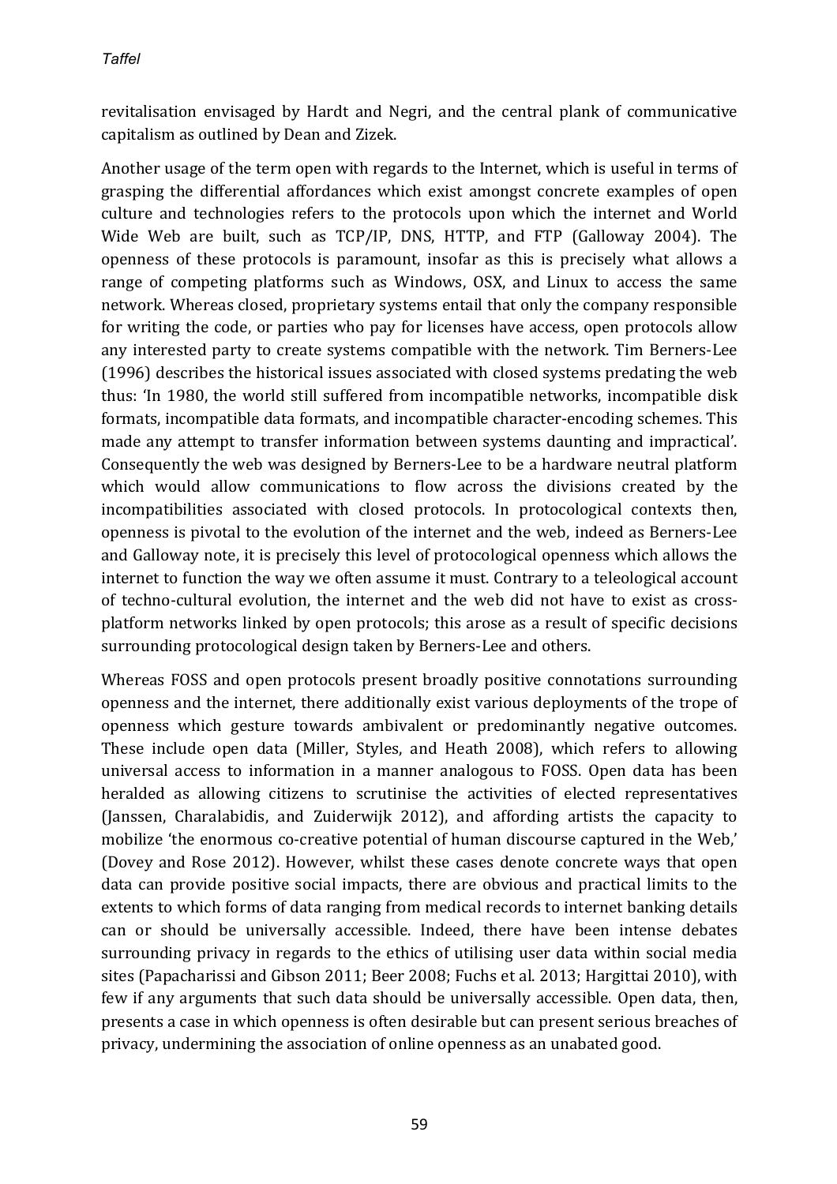revitalisation envisaged by Hardt and Negri, and the central plank of communicative capitalism as outlined by Dean and Zizek.

Another usage of the term open with regards to the Internet, which is useful in terms of grasping the differential affordances which exist amongst concrete examples of open culture and technologies refers to the protocols upon which the internet and World Wide Web are built, such as TCP/IP, DNS, HTTP, and FTP (Galloway 2004). The openness of these protocols is paramount, insofar as this is precisely what allows a range of competing platforms such as Windows, OSX, and Linux to access the same network. Whereas closed, proprietary systems entail that only the company responsible for writing the code, or parties who pay for licenses have access, open protocols allow any interested party to create systems compatible with the network. Tim Berners-Lee (1996) describes the historical issues associated with closed systems predating the web thus: 'In 1980, the world still suffered from incompatible networks, incompatible disk formats, incompatible data formats, and incompatible character-encoding schemes. This made any attempt to transfer information between systems daunting and impractical'. Consequently the web was designed by Berners-Lee to be a hardware neutral platform which would allow communications to flow across the divisions created by the incompatibilities associated with closed protocols. In protocological contexts then, openness is pivotal to the evolution of the internet and the web, indeed as Berners-Lee and Galloway note, it is precisely this level of protocological openness which allows the internet to function the way we often assume it must. Contrary to a teleological account of techno-cultural evolution, the internet and the web did not have to exist as cross-platform networks linked by open protocols; this arose as a result of specific decisions surrounding protocological design taken by Berners-Lee and others.

Whereas FOSS and open protocols present broadly positive connotations surrounding openness and the internet, there additionally exist various deployments of the trope of openness which gesture towards ambivalent or predominantly negative outcomes. These include open data (Miller, Styles, and Heath 2008), which refers to allowing universal access to information in a manner analogous to FOSS. Open data has been heralded as allowing citizens to scrutinise the activities of elected representatives (Janssen, Charalabidis, and Zuiderwijk 2012), and affording artists the capacity to mobilize 'the enormous co-creative potential of human discourse captured in the Web,' (Dovey and Rose 2012). However, whilst these cases denote concrete ways that open data can provide positive social impacts, there are obvious and practical limits to the extents to which forms of data ranging from medical records to internet banking details can or should be universally accessible. Indeed, there have been intense debates surrounding privacy in regards to the ethics of utilising user data within social media sites (Papacharissi and Gibson 2011; Beer 2008; Fuchs et al. 2013; Hargittai 2010), with few if any arguments that such data should be universally accessible. Open data, then, presents a case in which openness is often desirable but can present serious breaches of privacy, undermining the association of online openness as an unabated good.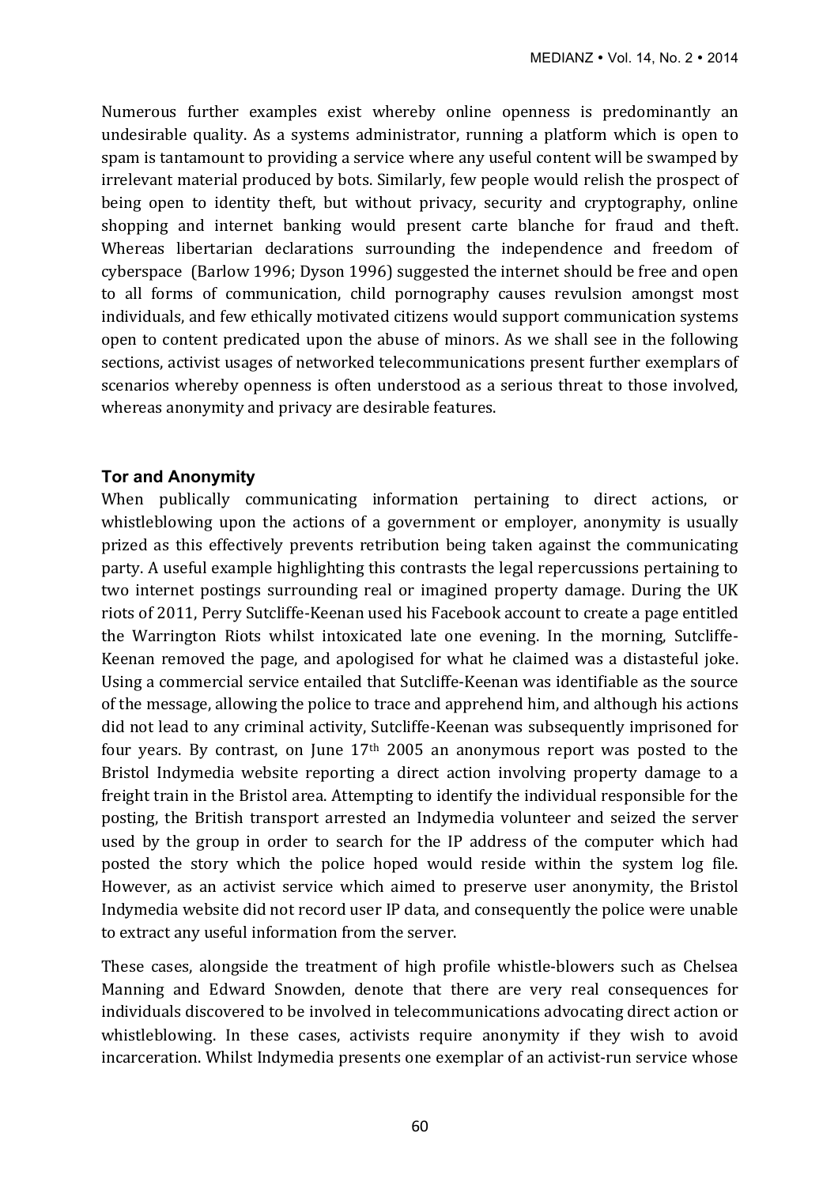Numerous further examples exist whereby online openness is predominantly an undesirable quality. As a systems administrator, running a platform which is open to spam is tantamount to providing a service where any useful content will be swamped by irrelevant material produced by bots. Similarly, few people would relish the prospect of being open to identity theft, but without privacy, security and cryptography, online shopping and internet banking would present carte blanche for fraud and theft. Whereas libertarian declarations surrounding the independence and freedom of cyberspace (Barlow 1996; Dyson 1996) suggested the internet should be free and open to all forms of communication, child pornography causes revulsion amongst most individuals, and few ethically motivated citizens would support communication systems open to content predicated upon the abuse of minors. As we shall see in the following sections, activist usages of networked telecommunications present further exemplars of scenarios whereby openness is often understood as a serious threat to those involved, whereas anonymity and privacy are desirable features.

### Tor and Anonymity

When publically communicating information pertaining to direct actions, or whistleblowing upon the actions of a government or employer, anonymity is usually prized as this effectively prevents retribution being taken against the communicating party. A useful example highlighting this contrasts the legal repercussions pertaining to two internet postings surrounding real or imagined property damage. During the UK riots of 2011, Perry Sutcliffe-Keenan used his Facebook account to create a page entitled the Warrington Riots whilst intoxicated late one evening. In the morning, Sutcliffe-Keenan removed the page, and apologised for what he claimed was a distasteful joke. Using a commercial service entailed that Sutcliffe-Keenan was identifiable as the source of the message, allowing the police to trace and apprehend him, and although his actions did not lead to any criminal activity, Sutcliffe-Keenan was subsequently imprisoned for four years. By contrast, on June 17th 2005 an anonymous report was posted to the Bristol Indymedia website reporting a direct action involving property damage to a freight train in the Bristol area. Attempting to identify the individual responsible for the posting, the British transport arrested an Indymedia volunteer and seized the server used by the group in order to search for the IP address of the computer which had posted the story which the police hoped would reside within the system log file. However, as an activist service which aimed to preserve user anonymity, the Bristol Indymedia website did not record user IP data, and consequently the police were unable to extract any useful information from the server.

These cases, alongside the treatment of high profile whistle-blowers such as Chelsea Manning and Edward Snowden, denote that there are very real consequences for individuals discovered to be involved in telecommunications advocating direct action or whistleblowing. In these cases, activists require anonymity if they wish to avoid incarceration. Whilst Indymedia presents one exemplar of an activist-run service whose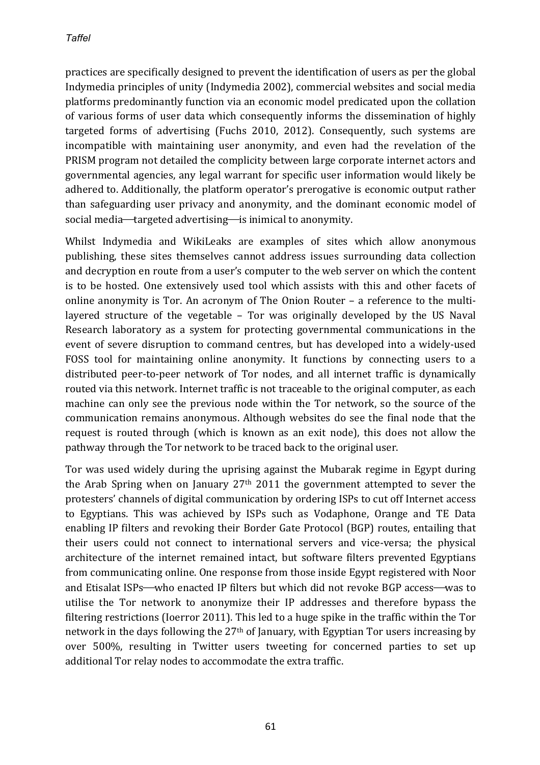practices are specifically designed to prevent the identification of users as per the global Indymedia principles of unity (Indymedia 2002), commercial websites and social media platforms predominantly function via an economic model predicated upon the collation of various forms of user data which consequently informs the dissemination of highly targeted forms of advertising (Fuchs 2010, 2012). Consequently, such systems are incompatible with maintaining user anonymity, and even had the revelation of the PRISM program not detailed the complicity between large corporate internet actors and governmental agencies, any legal warrant for specific user information would likely be adhered to. Additionally, the platform operator's prerogative is economic output rather than safeguarding user privacy and anonymity, and the dominant economic model of social media—targeted advertising—is inimical to anonymity.

Whilst Indymedia and WikiLeaks are examples of sites which allow anonymous publishing, these sites themselves cannot address issues surrounding data collection and decryption en route from a user's computer to the web server on which the content is to be hosted. One extensively used tool which assists with this and other facets of online anonymity is Tor. An acronym of The Onion Router – a reference to the multi-layered structure of the vegetable – Tor was originally developed by the US Naval Research laboratory as a system for protecting governmental communications in the event of severe disruption to command centres, but has developed into a widely-used FOSS tool for maintaining online anonymity. It functions by connecting users to a distributed peer-to-peer network of Tor nodes, and all internet traffic is dynamically routed via this network. Internet traffic is not traceable to the original computer, as each machine can only see the previous node within the Tor network, so the source of the communication remains anonymous. Although websites do see the final node that the request is routed through (which is known as an exit node), this does not allow the pathway through the Tor network to be traced back to the original user.

Tor was used widely during the uprising against the Mubarak regime in Egypt during the Arab Spring when on January 27th 2011 the government attempted to sever the protesters' channels of digital communication by ordering ISPs to cut off Internet access to Egyptians. This was achieved by ISPs such as Vodaphone, Orange and TE Data enabling IP filters and revoking their Border Gate Protocol (BGP) routes, entailing that their users could not connect to international servers and vice-versa; the physical architecture of the internet remained intact, but software filters prevented Egyptians from communicating online. One response from those inside Egypt registered with Noor and Etisalat ISPs—who enacted IP filters but which did not revoke BGP access—was to utilise the Tor network to anonymize their IP addresses and therefore bypass the filtering restrictions (Ioerror 2011). This led to a huge spike in the traffic within the Tor network in the days following the 27th of January, with Egyptian Tor users increasing by over 500%, resulting in Twitter users tweeting for concerned parties to set up additional Tor relay nodes to accommodate the extra traffic.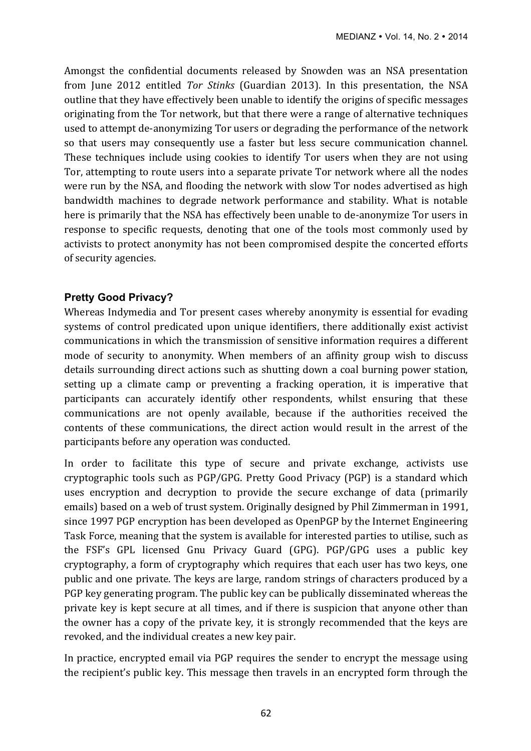Amongst the confidential documents released by Snowden was an NSA presentation from June 2012 entitled *Tor Stinks* (Guardian 2013). In this presentation, the NSA outline that they have effectively been unable to identify the origins of specific messages originating from the Tor network, but that there were a range of alternative techniques used to attempt de-anonymizing Tor users or degrading the performance of the network so that users may consequently use a faster but less secure communication channel. These techniques include using cookies to identify Tor users when they are not using Tor, attempting to route users into a separate private Tor network where all the nodes were run by the NSA, and flooding the network with slow Tor nodes advertised as high bandwidth machines to degrade network performance and stability. What is notable here is primarily that the NSA has effectively been unable to de-anonymize Tor users in response to specific requests, denoting that one of the tools most commonly used by activists to protect anonymity has not been compromised despite the concerted efforts of security agencies.

### Pretty Good Privacy?

Whereas Indymedia and Tor present cases whereby anonymity is essential for evading systems of control predicated upon unique identifiers, there additionally exist activist communications in which the transmission of sensitive information requires a different mode of security to anonymity. When members of an affinity group wish to discuss details surrounding direct actions such as shutting down a coal burning power station, setting up a climate camp or preventing a fracking operation, it is imperative that participants can accurately identify other respondents, whilst ensuring that these communications are not openly available, because if the authorities received the contents of these communications, the direct action would result in the arrest of the participants before any operation was conducted.

In order to facilitate this type of secure and private exchange, activists use cryptographic tools such as PGP/GPG. Pretty Good Privacy (PGP) is a standard which uses encryption and decryption to provide the secure exchange of data (primarily emails) based on a web of trust system. Originally designed by Phil Zimmerman in 1991, since 1997 PGP encryption has been developed as OpenPGP by the Internet Engineering Task Force, meaning that the system is available for interested parties to utilise, such as the FSF's GPL licensed Gnu Privacy Guard (GPG). PGP/GPG uses a public key cryptography, a form of cryptography which requires that each user has two keys, one public and one private. The keys are large, random strings of characters produced by a PGP key generating program. The public key can be publically disseminated whereas the private key is kept secure at all times, and if there is suspicion that anyone other than the owner has a copy of the private key, it is strongly recommended that the keys are revoked, and the individual creates a new key pair.

In practice, encrypted email via PGP requires the sender to encrypt the message using the recipient's public key. This message then travels in an encrypted form through the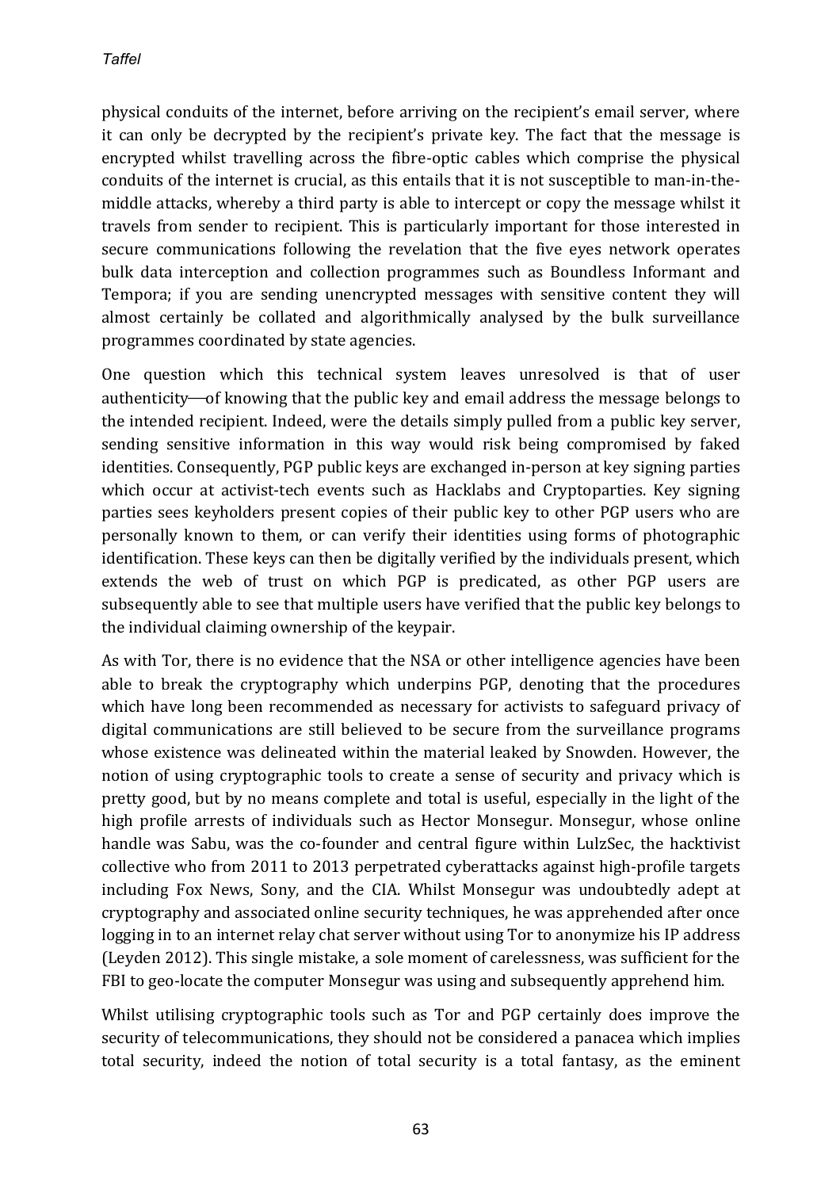physical conduits of the internet, before arriving on the recipient's email server, where it can only be decrypted by the recipient's private key. The fact that the message is encrypted whilst travelling across the fibre-optic cables which comprise the physical conduits of the internet is crucial, as this entails that it is not susceptible to man-in-the-middle attacks, whereby a third party is able to intercept or copy the message whilst it travels from sender to recipient. This is particularly important for those interested in secure communications following the revelation that the five eyes network operates bulk data interception and collection programmes such as Boundless Informant and Tempora; if you are sending unencrypted messages with sensitive content they will almost certainly be collated and algorithmically analysed by the bulk surveillance programmes coordinated by state agencies.

One question which this technical system leaves unresolved is that of user authenticity—of knowing that the public key and email address the message belongs to the intended recipient. Indeed, were the details simply pulled from a public key server, sending sensitive information in this way would risk being compromised by faked identities. Consequently, PGP public keys are exchanged in-person at key signing parties which occur at activist-tech events such as Hacklabs and Cryptoparties. Key signing parties sees keyholders present copies of their public key to other PGP users who are personally known to them, or can verify their identities using forms of photographic identification. These keys can then be digitally verified by the individuals present, which extends the web of trust on which PGP is predicated, as other PGP users are subsequently able to see that multiple users have verified that the public key belongs to the individual claiming ownership of the keypair.

As with Tor, there is no evidence that the NSA or other intelligence agencies have been able to break the cryptography which underpins PGP, denoting that the procedures which have long been recommended as necessary for activists to safeguard privacy of digital communications are still believed to be secure from the surveillance programs whose existence was delineated within the material leaked by Snowden. However, the notion of using cryptographic tools to create a sense of security and privacy which is pretty good, but by no means complete and total is useful, especially in the light of the high profile arrests of individuals such as Hector Monsegur. Monsegur, whose online handle was Sabu, was the co-founder and central figure within LulzSec, the hacktivist collective who from 2011 to 2013 perpetrated cyberattacks against high-profile targets including Fox News, Sony, and the CIA. Whilst Monsegur was undoubtedly adept at cryptography and associated online security techniques, he was apprehended after once logging in to an internet relay chat server without using Tor to anonymize his IP address (Leyden 2012). This single mistake, a sole moment of carelessness, was sufficient for the FBI to geo-locate the computer Monsegur was using and subsequently apprehend him.

Whilst utilising cryptographic tools such as Tor and PGP certainly does improve the security of telecommunications, they should not be considered a panacea which implies total security, indeed the notion of total security is a total fantasy, as the eminent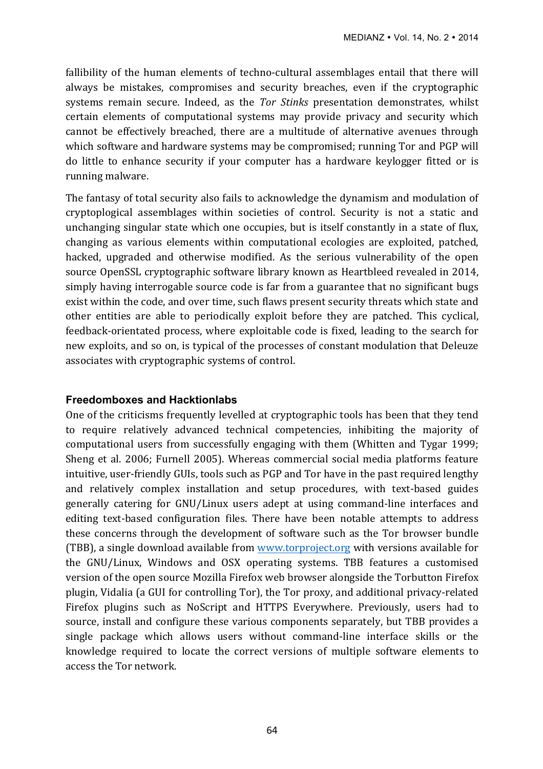fallibility of the human elements of techno-cultural assemblages entail that there will always be mistakes, compromises and security breaches, even if the cryptographic systems remain secure. Indeed, as the *Tor Stinks* presentation demonstrates, whilst certain elements of computational systems may provide privacy and security which cannot be effectively breached, there are a multitude of alternative avenues through which software and hardware systems may be compromised; running Tor and PGP will do little to enhance security if your computer has a hardware keylogger fitted or is running malware.

The fantasy of total security also fails to acknowledge the dynamism and modulation of cryptoplogical assemblages within societies of control. Security is not a static and unchanging singular state which one occupies, but is itself constantly in a state of flux, changing as various elements within computational ecologies are exploited, patched, hacked, upgraded and otherwise modified. As the serious vulnerability of the open source OpenSSL cryptographic software library known as Heartbleed revealed in 2014, simply having interrogable source code is far from a guarantee that no significant bugs exist within the code, and over time, such flaws present security threats which state and other entities are able to periodically exploit before they are patched. This cyclical, feedback-orientated process, where exploitable code is fixed, leading to the search for new exploits, and so on, is typical of the processes of constant modulation that Deleuze associates with cryptographic systems of control.

## Freedomboxes and Hacktionlabs

One of the criticisms frequently levelled at cryptographic tools has been that they tend to require relatively advanced technical competencies, inhibiting the majority of computational users from successfully engaging with them (Whitten and Tygar 1999; Sheng et al. 2006; Furnell 2005). Whereas commercial social media platforms feature intuitive, user-friendly GUIs, tools such as PGP and Tor have in the past required lengthy and relatively complex installation and setup procedures, with text-based guides generally catering for GNU/Linux users adept at using command-line interfaces and editing text-based configuration files. There have been notable attempts to address these concerns through the development of software such as the Tor browser bundle (TBB), a single download available from [www.torproject.org](http://www.torproject.org) with versions available for the GNU/Linux, Windows and OSX operating systems. TBB features a customised version of the open source Mozilla Firefox web browser alongside the Torbutton Firefox plugin, Vidalia (a GUI for controlling Tor), the Tor proxy, and additional privacy-related Firefox plugins such as NoScript and HTTPS Everywhere. Previously, users had to source, install and configure these various components separately, but TBB provides a single package which allows users without command-line interface skills or the knowledge required to locate the correct versions of multiple software elements to access the Tor network.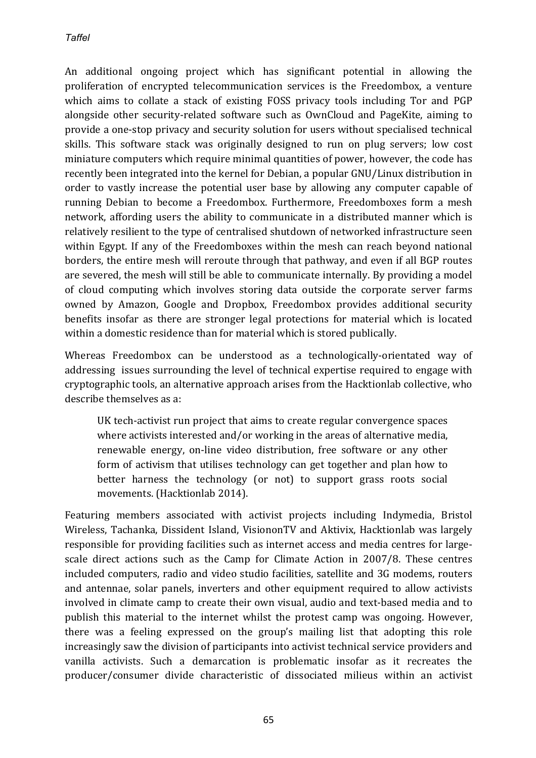An additional ongoing project which has significant potential in allowing the proliferation of encrypted telecommunication services is the Freedombox, a venture which aims to collate a stack of existing FOSS privacy tools including Tor and PGP alongside other security-related software such as OwnCloud and PageKite, aiming to provide a one-stop privacy and security solution for users without specialised technical skills. This software stack was originally designed to run on plug servers; low cost miniature computers which require minimal quantities of power, however, the code has recently been integrated into the kernel for Debian, a popular GNU/Linux distribution in order to vastly increase the potential user base by allowing any computer capable of running Debian to become a Freedombox. Furthermore, Freedomboxes form a mesh network, affording users the ability to communicate in a distributed manner which is relatively resilient to the type of centralised shutdown of networked infrastructure seen within Egypt. If any of the Freedomboxes within the mesh can reach beyond national borders, the entire mesh will reroute through that pathway, and even if all BGP routes are severed, the mesh will still be able to communicate internally. By providing a model of cloud computing which involves storing data outside the corporate server farms owned by Amazon, Google and Dropbox, Freedombox provides additional security benefits insofar as there are stronger legal protections for material which is located within a domestic residence than for material which is stored publically.

Whereas Freedombox can be understood as a technologically-orientated way of addressing issues surrounding the level of technical expertise required to engage with cryptographic tools, an alternative approach arises from the Hacktionlab collective, who describe themselves as a:

> UK tech-activist run project that aims to create regular convergence spaces where activists interested and/or working in the areas of alternative media, renewable energy, on-line video distribution, free software or any other form of activism that utilises technology can get together and plan how to better harness the technology (or not) to support grass roots social movements. (Hacktionlab 2014).

Featuring members associated with activist projects including Indymedia, Bristol Wireless, Tachanka, Dissident Island, VisiononTV and Aktivix, Hacktionlab was largely responsible for providing facilities such as internet access and media centres for large-scale direct actions such as the Camp for Climate Action in 2007/8. These centres included computers, radio and video studio facilities, satellite and 3G modems, routers and antennae, solar panels, inverters and other equipment required to allow activists involved in climate camp to create their own visual, audio and text-based media and to publish this material to the internet whilst the protest camp was ongoing. However, there was a feeling expressed on the group's mailing list that adopting this role increasingly saw the division of participants into activist technical service providers and vanilla activists. Such a demarcation is problematic insofar as it recreates the producer/consumer divide characteristic of dissociated milieus within an activist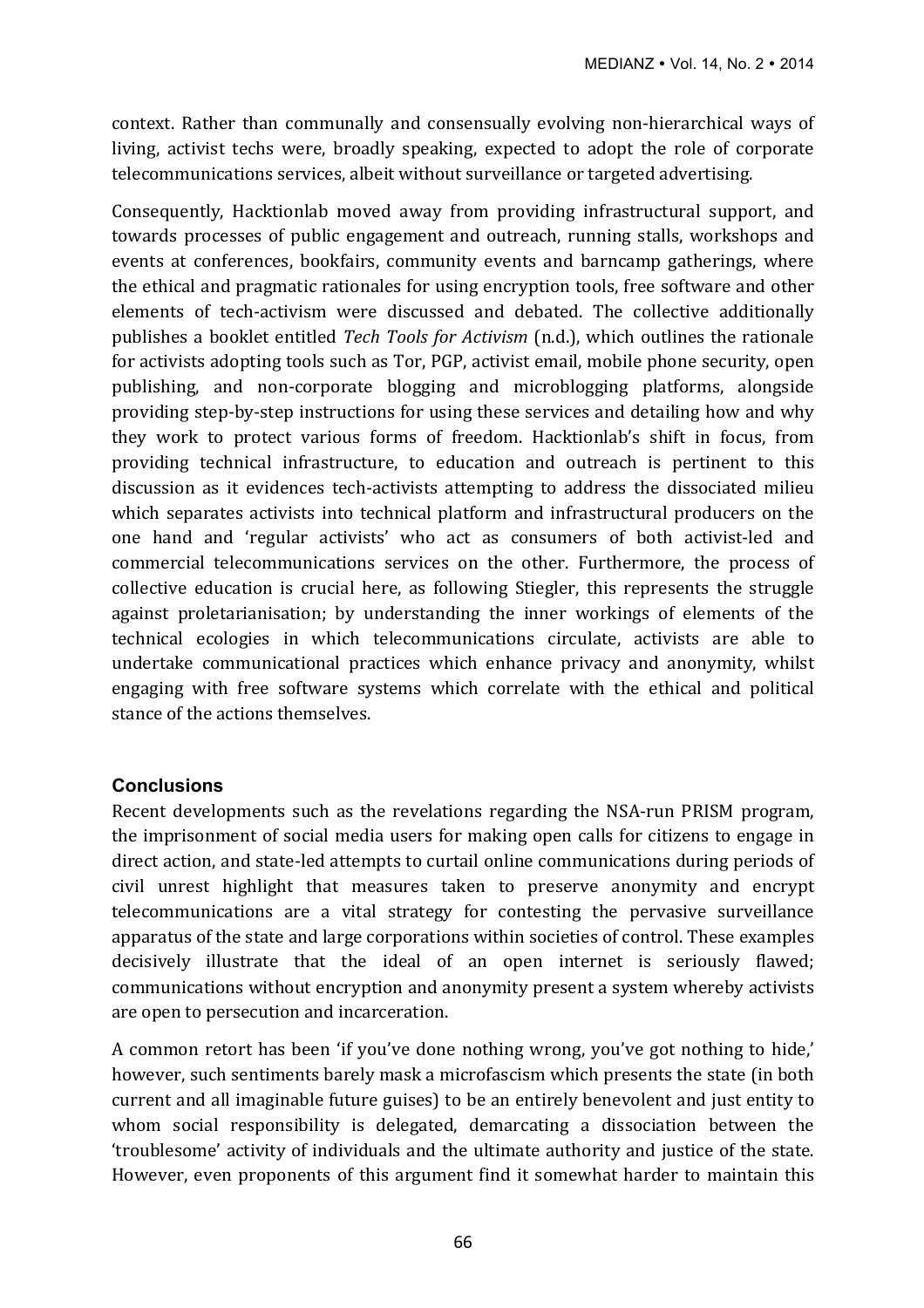context. Rather than communally and consensually evolving non-hierarchical ways of living, activist techs were, broadly speaking, expected to adopt the role of corporate telecommunications services, albeit without surveillance or targeted advertising.

Consequently, Hacktionlab moved away from providing infrastructural support, and towards processes of public engagement and outreach, running stalls, workshops and events at conferences, bookfairs, community events and barncamp gatherings, where the ethical and pragmatic rationales for using encryption tools, free software and other elements of tech-activism were discussed and debated. The collective additionally publishes a booklet entitled *Tech Tools for Activism* (n.d.), which outlines the rationale for activists adopting tools such as Tor, PGP, activist email, mobile phone security, open publishing, and non-corporate blogging and microblogging platforms, alongside providing step-by-step instructions for using these services and detailing how and why they work to protect various forms of freedom. Hacktionlab's shift in focus, from providing technical infrastructure, to education and outreach is pertinent to this discussion as it evidences tech-activists attempting to address the dissociated milieu which separates activists into technical platform and infrastructural producers on the one hand and 'regular activists' who act as consumers of both activist-led and commercial telecommunications services on the other. Furthermore, the process of collective education is crucial here, as following Stiegler, this represents the struggle against proletarianisation; by understanding the inner workings of elements of the technical ecologies in which telecommunications circulate, activists are able to undertake communicational practices which enhance privacy and anonymity, whilst engaging with free software systems which correlate with the ethical and political stance of the actions themselves.

## Conclusions

Recent developments such as the revelations regarding the NSA-run PRISM program, the imprisonment of social media users for making open calls for citizens to engage in direct action, and state-led attempts to curtail online communications during periods of civil unrest highlight that measures taken to preserve anonymity and encrypt telecommunications are a vital strategy for contesting the pervasive surveillance apparatus of the state and large corporations within societies of control. These examples decisively illustrate that the ideal of an open internet is seriously flawed; communications without encryption and anonymity present a system whereby activists are open to persecution and incarceration.

A common retort has been 'if you've done nothing wrong, you've got nothing to hide,' however, such sentiments barely mask a microfascism which presents the state (in both current and all imaginable future guises) to be an entirely benevolent and just entity to whom social responsibility is delegated, demarcating a dissociation between the 'troublesome' activity of individuals and the ultimate authority and justice of the state. However, even proponents of this argument find it somewhat harder to maintain this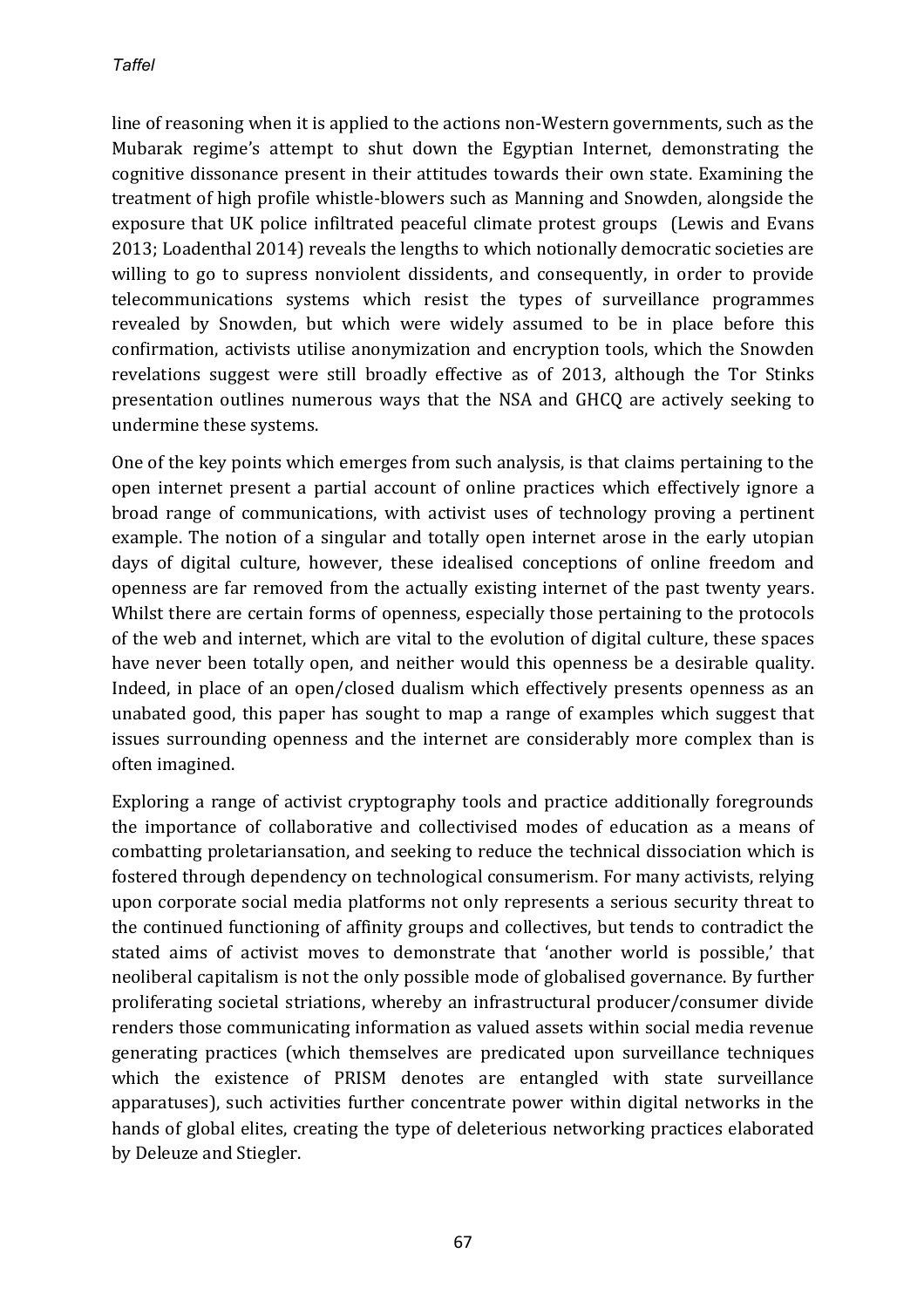line of reasoning when it is applied to the actions non-Western governments, such as the Mubarak regime's attempt to shut down the Egyptian Internet, demonstrating the cognitive dissonance present in their attitudes towards their own state. Examining the treatment of high profile whistle-blowers such as Manning and Snowden, alongside the exposure that UK police infiltrated peaceful climate protest groups (Lewis and Evans 2013; Loadenthal 2014) reveals the lengths to which notionally democratic societies are willing to go to supress nonviolent dissidents, and consequently, in order to provide telecommunications systems which resist the types of surveillance programmes revealed by Snowden, but which were widely assumed to be in place before this confirmation, activists utilise anonymization and encryption tools, which the Snowden revelations suggest were still broadly effective as of 2013, although the Tor Stinks presentation outlines numerous ways that the NSA and GHCQ are actively seeking to undermine these systems.

One of the key points which emerges from such analysis, is that claims pertaining to the open internet present a partial account of online practices which effectively ignore a broad range of communications, with activist uses of technology proving a pertinent example. The notion of a singular and totally open internet arose in the early utopian days of digital culture, however, these idealised conceptions of online freedom and openness are far removed from the actually existing internet of the past twenty years. Whilst there are certain forms of openness, especially those pertaining to the protocols of the web and internet, which are vital to the evolution of digital culture, these spaces have never been totally open, and neither would this openness be a desirable quality. Indeed, in place of an open/closed dualism which effectively presents openness as an unabated good, this paper has sought to map a range of examples which suggest that issues surrounding openness and the internet are considerably more complex than is often imagined.

Exploring a range of activist cryptography tools and practice additionally foregrounds the importance of collaborative and collectivised modes of education as a means of combatting proletariansation, and seeking to reduce the technical dissociation which is fostered through dependency on technological consumerism. For many activists, relying upon corporate social media platforms not only represents a serious security threat to the continued functioning of affinity groups and collectives, but tends to contradict the stated aims of activist moves to demonstrate that 'another world is possible,' that neoliberal capitalism is not the only possible mode of globalised governance. By further proliferating societal striations, whereby an infrastructural producer/consumer divide renders those communicating information as valued assets within social media revenue generating practices (which themselves are predicated upon surveillance techniques which the existence of PRISM denotes are entangled with state surveillance apparatuses), such activities further concentrate power within digital networks in the hands of global elites, creating the type of deleterious networking practices elaborated by Deleuze and Stiegler.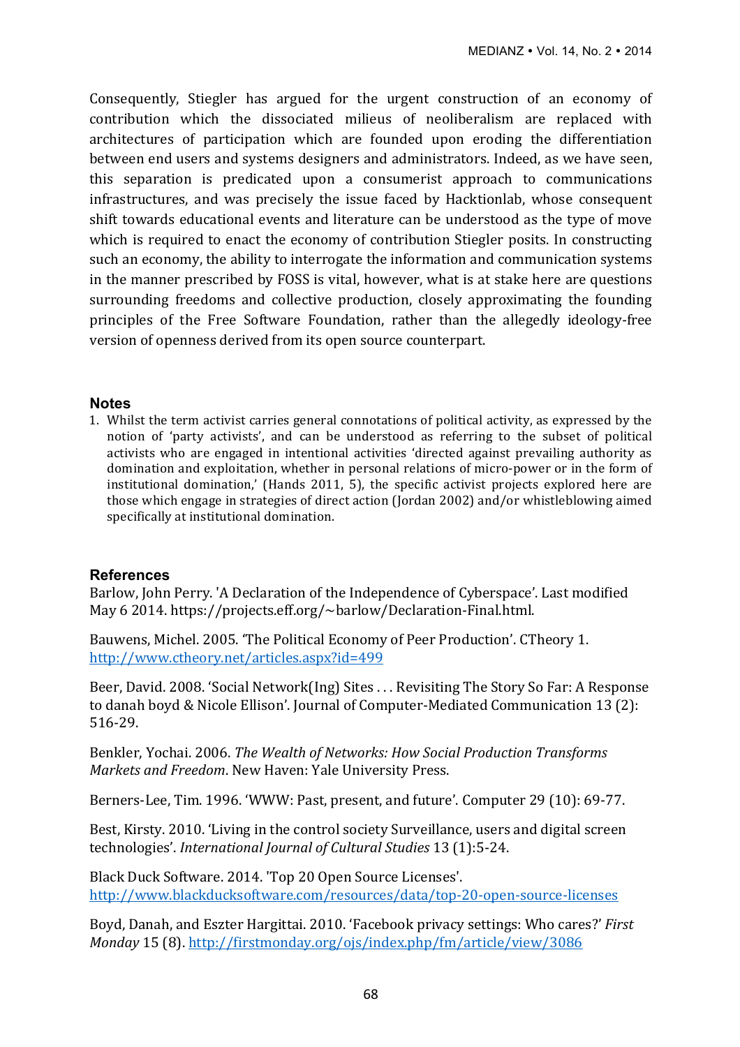Consequently, Stiegler has argued for the urgent construction of an economy of contribution which the dissociated milieus of neoliberalism are replaced with architectures of participation which are founded upon eroding the differentiation between end users and systems designers and administrators. Indeed, as we have seen, this separation is predicated upon a consumerist approach to communications infrastructures, and was precisely the issue faced by Hacktionlab, whose consequent shift towards educational events and literature can be understood as the type of move which is required to enact the economy of contribution Stiegler posits. In constructing such an economy, the ability to interrogate the information and communication systems in the manner prescribed by FOSS is vital, however, what is at stake here are questions surrounding freedoms and collective production, closely approximating the founding principles of the Free Software Foundation, rather than the allegedly ideology-free version of openness derived from its open source counterpart.

## Notes

1. Whilst the term activist carries general connotations of political activity, as expressed by the notion of 'party activists', and can be understood as referring to the subset of political activists who are engaged in intentional activities 'directed against prevailing authority as domination and exploitation, whether in personal relations of micro-power or in the form of institutional domination,' (Hands 2011, 5), the specific activist projects explored here are those which engage in strategies of direct action (Jordan 2002) and/or whistleblowing aimed specifically at institutional domination.

## References

Barlow, John Perry. 'A Declaration of the Independence of Cyberspace'. Last modified May 6 2014. https://projects.eff.org/~barlow/Declaration-Final.html.

Bauwens, Michel. 2005. 'The Political Economy of Peer Production'. CTheory 1. http://www.ctheory.net/articles.aspx?id=499

Beer, David. 2008. 'Social Network(Ing) Sites . . . Revisiting The Story So Far: A Response to danah boyd & Nicole Ellison'. Journal of Computer-Mediated Communication 13 (2): 516-29.

Benkler, Yochai. 2006. *The Wealth of Networks: How Social Production Transforms Markets and Freedom*. New Haven: Yale University Press.

Berners-Lee, Tim. 1996. 'WWW: Past, present, and future'. Computer 29 (10): 69-77.

Best, Kirsty. 2010. 'Living in the control society Surveillance, users and digital screen technologies'. *International Journal of Cultural Studies* 13 (1):5-24.

Black Duck Software. 2014. 'Top 20 Open Source Licenses'. http://www.blackducksoftware.com/resources/data/top-20-open-source-licenses

Boyd, Danah, and Eszter Hargittai. 2010. 'Facebook privacy settings: Who cares?' *First Monday* 15 (8). http://firstmonday.org/ojs/index.php/fm/article/view/3086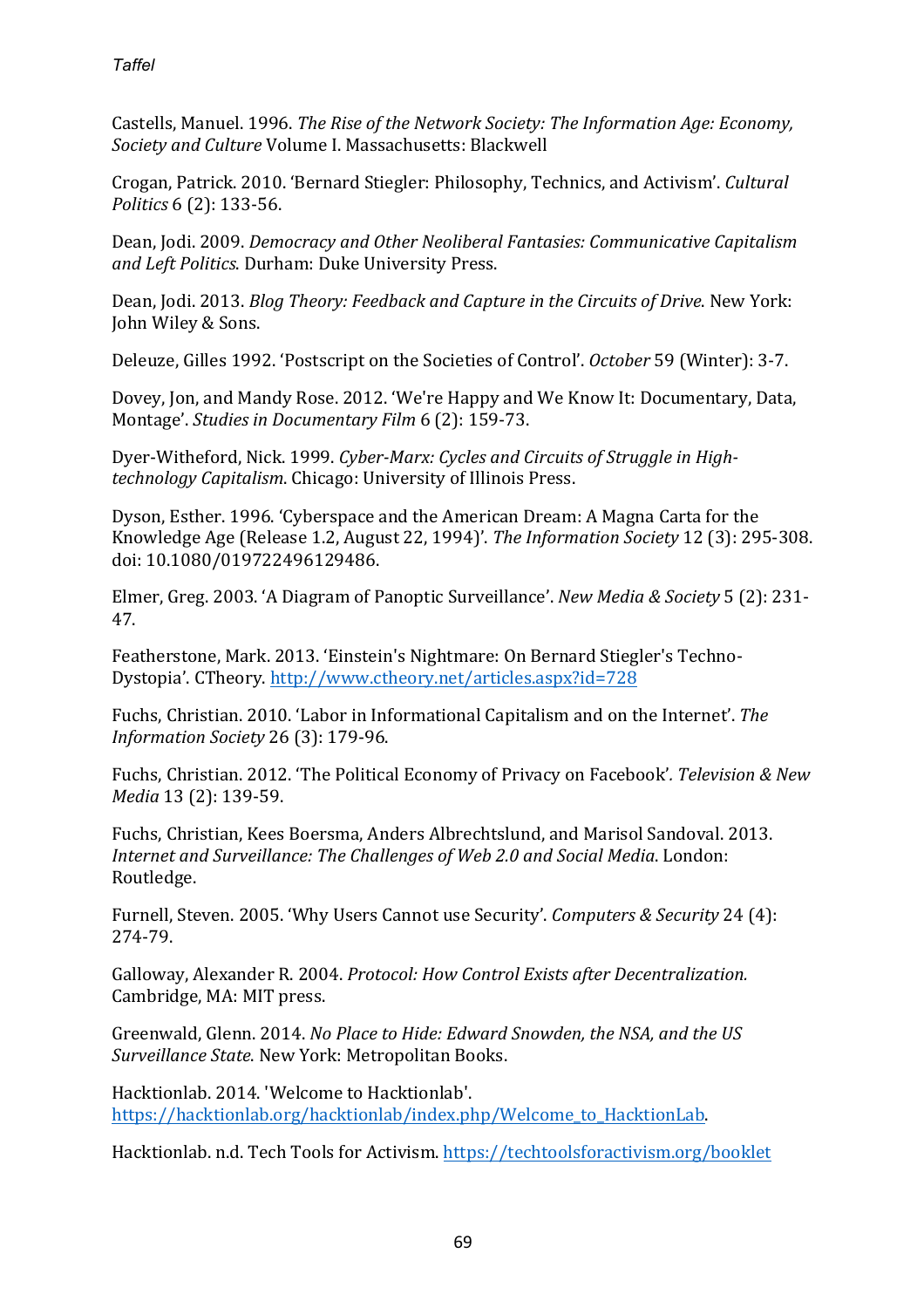Castells, Manuel. 1996. *The Rise of the Network Society: The Information Age: Economy, Society and Culture* Volume I. Massachusetts: Blackwell

Crogan, Patrick. 2010. 'Bernard Stiegler: Philosophy, Technics, and Activism'. *Cultural Politics* 6 (2): 133-56.

Dean, Jodi. 2009. *Democracy and Other Neoliberal Fantasies: Communicative Capitalism and Left Politics*. Durham: Duke University Press.

Dean, Jodi. 2013. *Blog Theory: Feedback and Capture in the Circuits of Drive*. New York: John Wiley & Sons.

Deleuze, Gilles 1992. 'Postscript on the Societies of Control'. *October* 59 (Winter): 3-7.

Dovey, Jon, and Mandy Rose. 2012. 'We're Happy and We Know It: Documentary, Data, Montage'. *Studies in Documentary Film* 6 (2): 159-73.

Dyer-Witheford, Nick. 1999. *Cyber-Marx: Cycles and Circuits of Struggle in High-technology Capitalism*. Chicago: University of Illinois Press.

Dyson, Esther. 1996. 'Cyberspace and the American Dream: A Magna Carta for the Knowledge Age (Release 1.2, August 22, 1994)'. *The Information Society* 12 (3): 295-308. doi: 10.1080/019722496129486.

Elmer, Greg. 2003. 'A Diagram of Panoptic Surveillance'. *New Media & Society* 5 (2): 231-47.

Featherstone, Mark. 2013. 'Einstein's Nightmare: On Bernard Stiegler's Techno-Dystopia'. CTheory. http://www.ctheory.net/articles.aspx?id=728

Fuchs, Christian. 2010. 'Labor in Informational Capitalism and on the Internet'. *The Information Society* 26 (3): 179-96.

Fuchs, Christian. 2012. 'The Political Economy of Privacy on Facebook'. *Television & New Media* 13 (2): 139-59.

Fuchs, Christian, Kees Boersma, Anders Albrechtslund, and Marisol Sandoval. 2013. *Internet and Surveillance: The Challenges of Web 2.0 and Social Media*. London: Routledge.

Furnell, Steven. 2005. 'Why Users Cannot use Security'. *Computers & Security* 24 (4): 274-79.

Galloway, Alexander R. 2004. *Protocol: How Control Exists after Decentralization.* Cambridge, MA: MIT press.

Greenwald, Glenn. 2014. *No Place to Hide: Edward Snowden, the NSA, and the US Surveillance State*. New York: Metropolitan Books.

Hacktionlab. 2014. 'Welcome to Hacktionlab'. https://hacktionlab.org/hacktionlab/index.php/Welcome_to_HacktionLab.

Hacktionlab. n.d. Tech Tools for Activism. https://techtoolsforactivism.org/booklet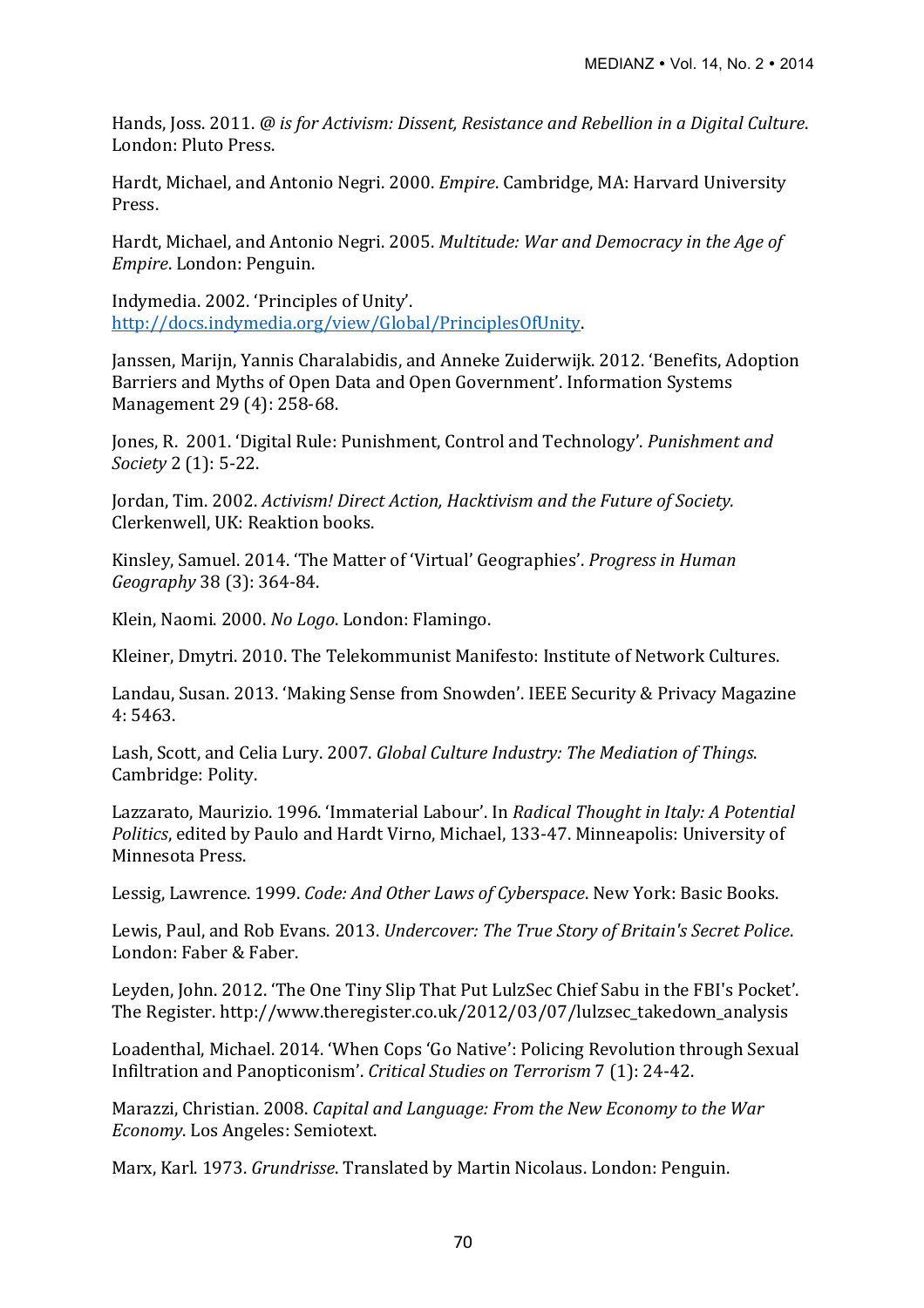Hands, Joss. 2011. *@ is for Activism: Dissent, Resistance and Rebellion in a Digital Culture*. London: Pluto Press.

Hardt, Michael, and Antonio Negri. 2000. *Empire*. Cambridge, MA: Harvard University Press.

Hardt, Michael, and Antonio Negri. 2005. *Multitude: War and Democracy in the Age of Empire*. London: Penguin.

Indymedia. 2002. 'Principles of Unity'. [http://docs.indymedia.org/view/Global/PrinciplesOfUnity](http://docs.indymedia.org/view/Global/PrinciplesOfUnity).

Janssen, Marijn, Yannis Charalabidis, and Anneke Zuiderwijk. 2012. 'Benefits, Adoption Barriers and Myths of Open Data and Open Government'. Information Systems Management 29 (4): 258-68.

Jones, R. 2001. 'Digital Rule: Punishment, Control and Technology'. *Punishment and Society* 2 (1): 5-22.

Jordan, Tim. 2002. *Activism! Direct Action, Hacktivism and the Future of Society.* Clerkenwell, UK: Reaktion books.

Kinsley, Samuel. 2014. 'The Matter of 'Virtual' Geographies'. *Progress in Human Geography* 38 (3): 364-84.

Klein, Naomi. 2000. *No Logo*. London: Flamingo.

Kleiner, Dmytri. 2010. The Telekommunist Manifesto: Institute of Network Cultures.

Landau, Susan. 2013. 'Making Sense from Snowden'. IEEE Security & Privacy Magazine 4: 5463.

Lash, Scott, and Celia Lury. 2007. *Global Culture Industry: The Mediation of Things*. Cambridge: Polity.

Lazzarato, Maurizio. 1996. 'Immaterial Labour'. In *Radical Thought in Italy: A Potential Politics*, edited by Paulo and Hardt Virno, Michael, 133-47. Minneapolis: University of Minnesota Press.

Lessig, Lawrence. 1999. *Code: And Other Laws of Cyberspace*. New York: Basic Books.

Lewis, Paul, and Rob Evans. 2013. *Undercover: The True Story of Britain's Secret Police*. London: Faber & Faber.

Leyden, John. 2012. 'The One Tiny Slip That Put LulzSec Chief Sabu in the FBI's Pocket'. The Register. http://www.theregister.co.uk/2012/03/07/lulzsec_takedown_analysis

Loadenthal, Michael. 2014. 'When Cops 'Go Native': Policing Revolution through Sexual Infiltration and Panopticonism'. *Critical Studies on Terrorism* 7 (1): 24-42.

Marazzi, Christian. 2008. *Capital and Language: From the New Economy to the War Economy*. Los Angeles: Semiotext.

Marx, Karl. 1973. *Grundrisse*. Translated by Martin Nicolaus. London: Penguin.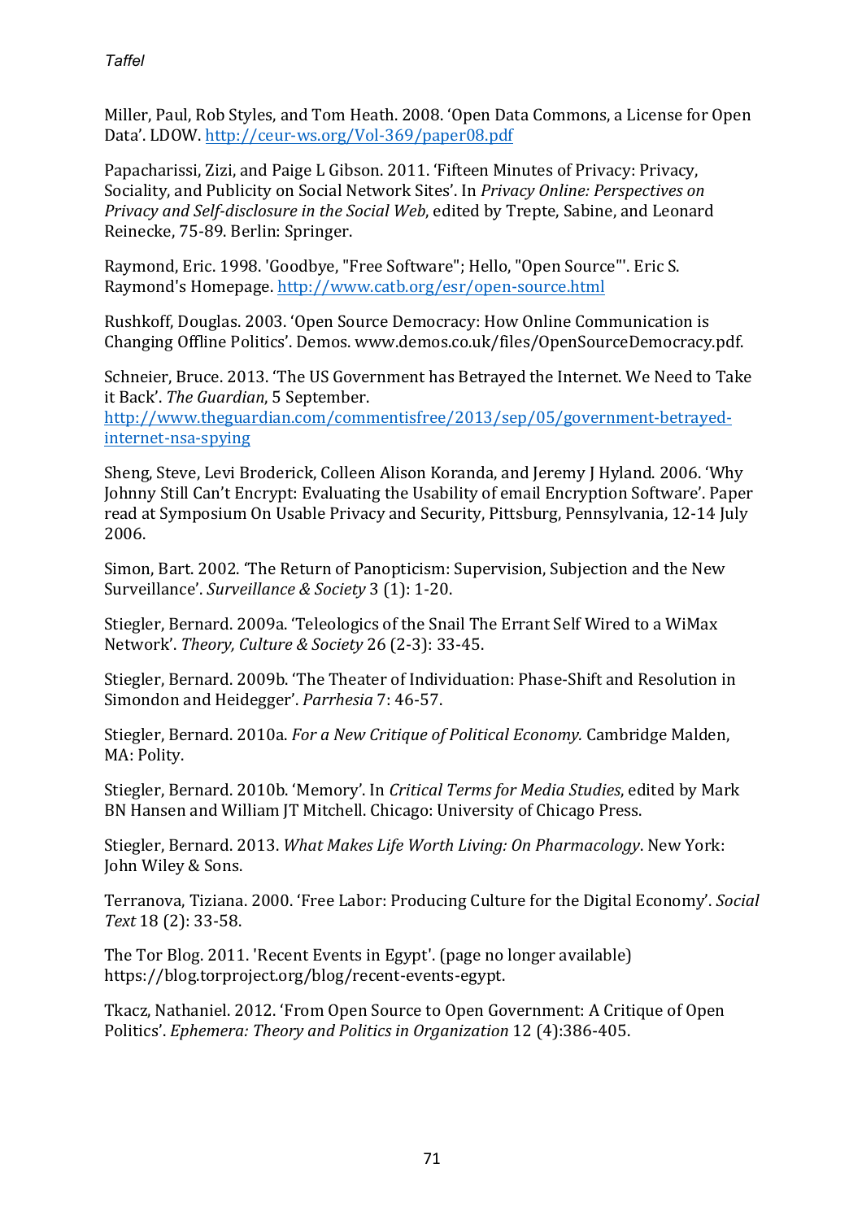Miller, Paul, Rob Styles, and Tom Heath. 2008. 'Open Data Commons, a License for Open Data'. LDOW. http://ceur-ws.org/Vol-369/paper08.pdf

Papacharissi, Zizi, and Paige L Gibson. 2011. 'Fifteen Minutes of Privacy: Privacy, Sociality, and Publicity on Social Network Sites'. In *Privacy Online: Perspectives on Privacy and Self-disclosure in the Social Web*, edited by Trepte, Sabine, and Leonard Reinecke, 75-89. Berlin: Springer.

Raymond, Eric. 1998. 'Goodbye, "Free Software"; Hello, "Open Source"'. Eric S. Raymond's Homepage. http://www.catb.org/esr/open-source.html

Rushkoff, Douglas. 2003. 'Open Source Democracy: How Online Communication is Changing Offline Politics'. Demos. www.demos.co.uk/files/OpenSourceDemocracy.pdf.

Schneier, Bruce. 2013. 'The US Government has Betrayed the Internet. We Need to Take it Back'. *The Guardian*, 5 September. http://www.theguardian.com/commentisfree/2013/sep/05/government-betrayed-internet-nsa-spying

Sheng, Steve, Levi Broderick, Colleen Alison Koranda, and Jeremy J Hyland. 2006. 'Why Johnny Still Can't Encrypt: Evaluating the Usability of email Encryption Software'. Paper read at Symposium On Usable Privacy and Security, Pittsburg, Pennsylvania, 12-14 July 2006.

Simon, Bart. 2002. 'The Return of Panopticism: Supervision, Subjection and the New Surveillance'. *Surveillance & Society* 3 (1): 1-20.

Stiegler, Bernard. 2009a. 'Teleologics of the Snail The Errant Self Wired to a WiMax Network'. *Theory, Culture & Society* 26 (2-3): 33-45.

Stiegler, Bernard. 2009b. 'The Theater of Individuation: Phase-Shift and Resolution in Simondon and Heidegger'. *Parrhesia* 7: 46-57.

Stiegler, Bernard. 2010a. *For a New Critique of Political Economy.* Cambridge Malden, MA: Polity.

Stiegler, Bernard. 2010b. 'Memory'. In *Critical Terms for Media Studies*, edited by Mark BN Hansen and William JT Mitchell. Chicago: University of Chicago Press.

Stiegler, Bernard. 2013. *What Makes Life Worth Living: On Pharmacology*. New York: John Wiley & Sons.

Terranova, Tiziana. 2000. 'Free Labor: Producing Culture for the Digital Economy'. *Social Text* 18 (2): 33-58.

The Tor Blog. 2011. 'Recent Events in Egypt'. (page no longer available) https://blog.torproject.org/blog/recent-events-egypt.

Tkacz, Nathaniel. 2012. 'From Open Source to Open Government: A Critique of Open Politics'. *Ephemera: Theory and Politics in Organization* 12 (4):386-405.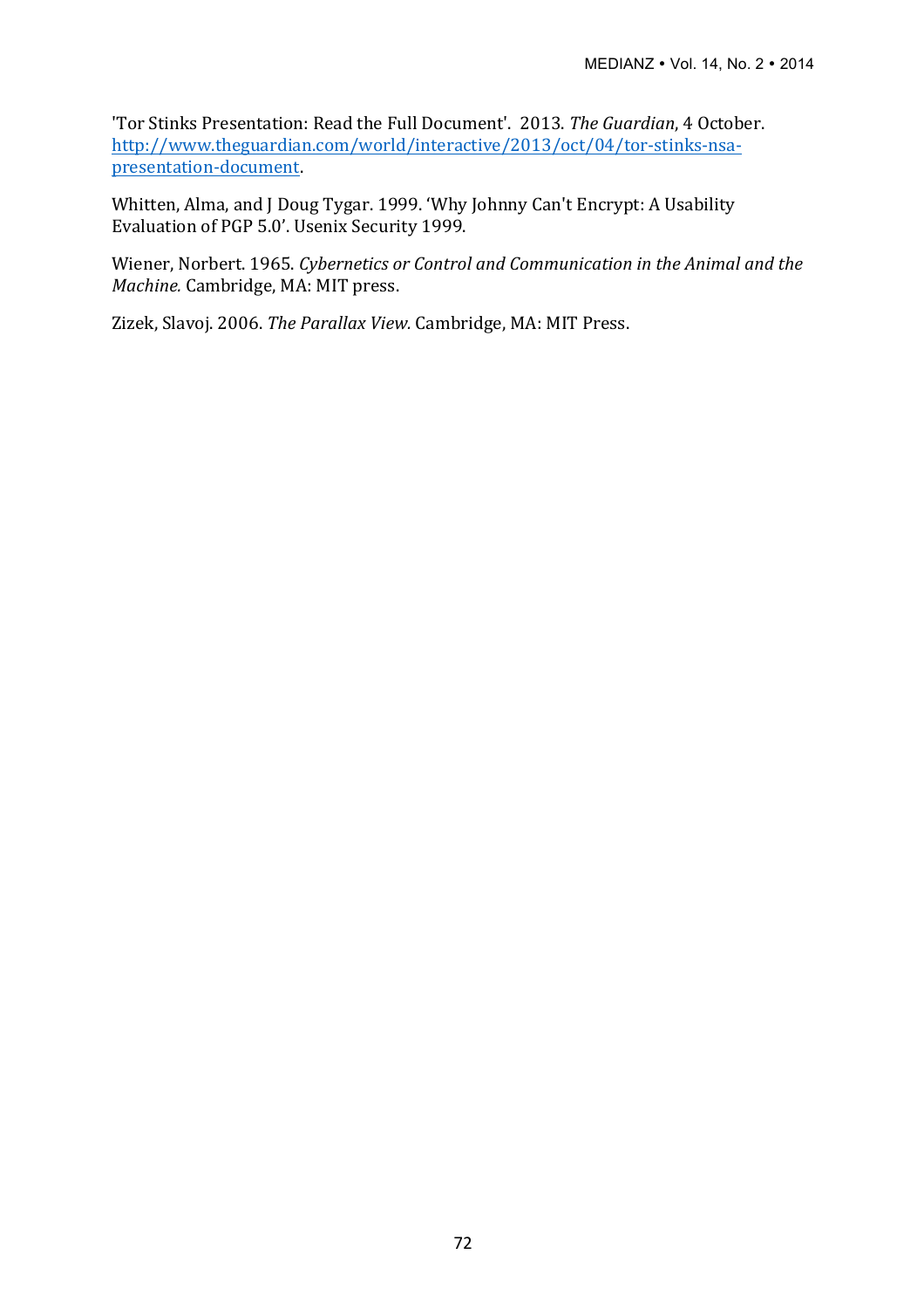'Tor Stinks Presentation: Read the Full Document'. 2013. *The Guardian*, 4 October. http://www.theguardian.com/world/interactive/2013/oct/04/tor-stinks-nsa-presentation-document.

Whitten, Alma, and J Doug Tygar. 1999. 'Why Johnny Can't Encrypt: A Usability Evaluation of PGP 5.0'. Usenix Security 1999.

Wiener, Norbert. 1965. *Cybernetics or Control and Communication in the Animal and the Machine.* Cambridge, MA: MIT press.

Zizek, Slavoj. 2006. *The Parallax View.* Cambridge, MA: MIT Press.